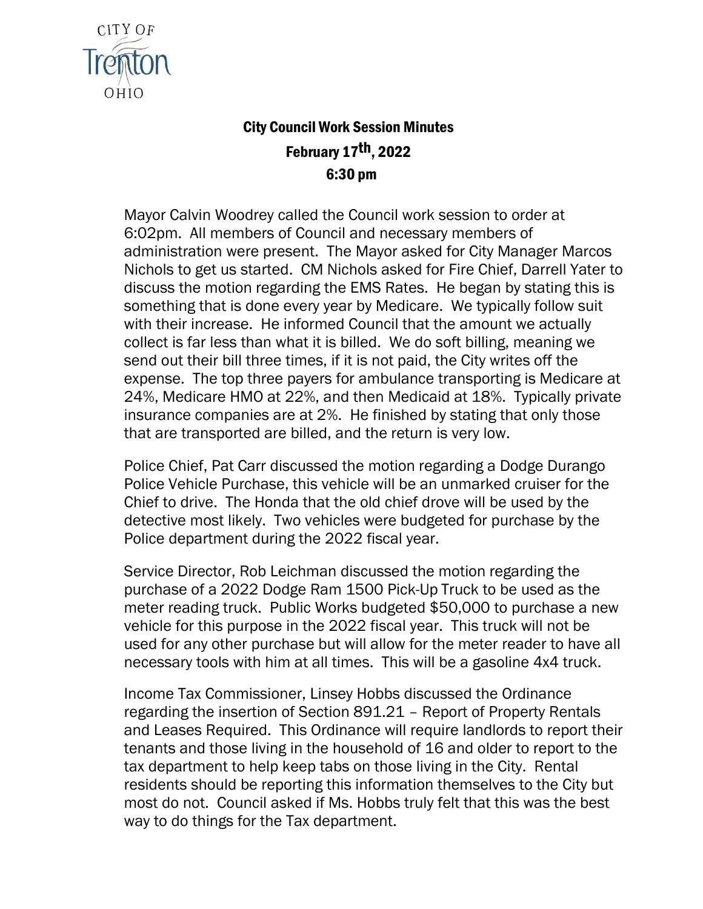CITY OF Trenton OHIO

# City Council Work Session Minutes
## February 17th, 2022
## 6:30 pm

Mayor Calvin Woodrey called the Council work session to order at 6:02pm. All members of Council and necessary members of administration were present. The Mayor asked for City Manager Marcos Nichols to get us started. CM Nichols asked for Fire Chief, Darrell Yater to discuss the motion regarding the EMS Rates. He began by stating this is something that is done every year by Medicare. We typically follow suit with their increase. He informed Council that the amount we actually collect is far less than what it is billed. We do soft billing, meaning we send out their bill three times, if it is not paid, the City writes off the expense. The top three payers for ambulance transporting is Medicare at 24%, Medicare HMO at 22%, and then Medicaid at 18%. Typically private insurance companies are at 2%. He finished by stating that only those that are transported are billed, and the return is very low.

Police Chief, Pat Carr discussed the motion regarding a Dodge Durango Police Vehicle Purchase, this vehicle will be an unmarked cruiser for the Chief to drive. The Honda that the old chief drove will be used by the detective most likely. Two vehicles were budgeted for purchase by the Police department during the 2022 fiscal year.

Service Director, Rob Leichman discussed the motion regarding the purchase of a 2022 Dodge Ram 1500 Pick-Up Truck to be used as the meter reading truck. Public Works budgeted $50,000 to purchase a new vehicle for this purpose in the 2022 fiscal year. This truck will not be used for any other purchase but will allow for the meter reader to have all necessary tools with him at all times. This will be a gasoline 4x4 truck.

Income Tax Commissioner, Linsey Hobbs discussed the Ordinance regarding the insertion of Section 891.21 – Report of Property Rentals and Leases Required. This Ordinance will require landlords to report their tenants and those living in the household of 16 and older to report to the tax department to help keep tabs on those living in the City. Rental residents should be reporting this information themselves to the City but most do not. Council asked if Ms. Hobbs truly felt that this was the best way to do things for the Tax department.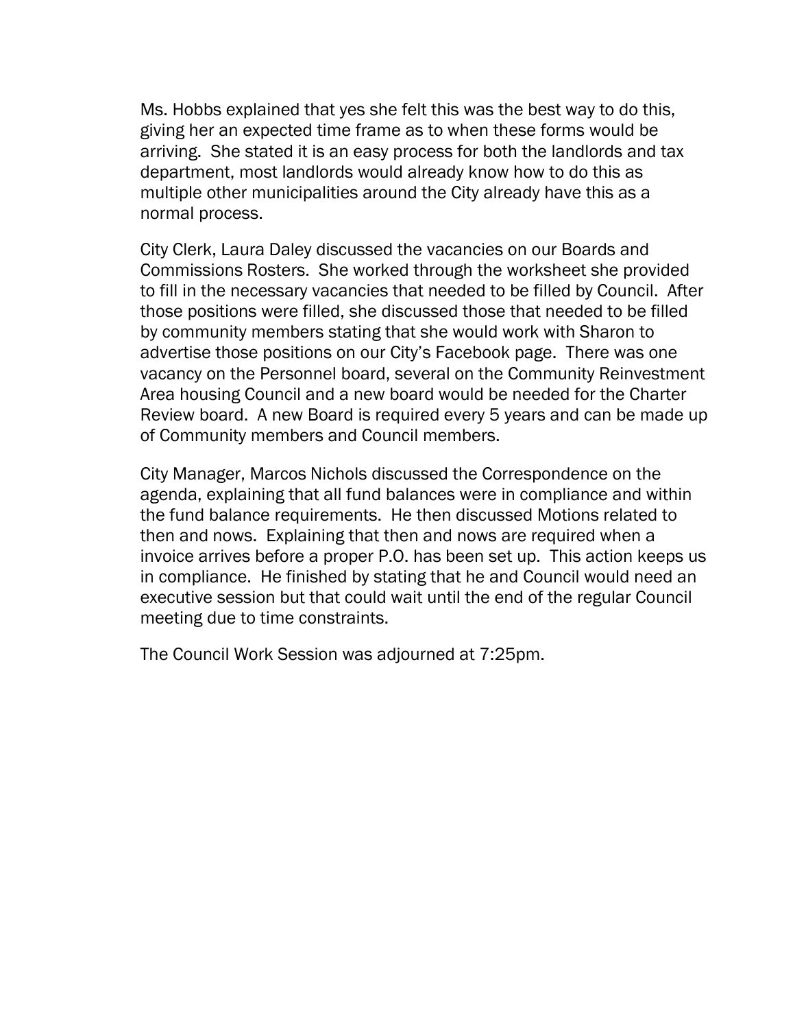Ms. Hobbs explained that yes she felt this was the best way to do this, giving her an expected time frame as to when these forms would be arriving. She stated it is an easy process for both the landlords and tax department, most landlords would already know how to do this as multiple other municipalities around the City already have this as a normal process.

City Clerk, Laura Daley discussed the vacancies on our Boards and Commissions Rosters. She worked through the worksheet she provided to fill in the necessary vacancies that needed to be filled by Council. After those positions were filled, she discussed those that needed to be filled by community members stating that she would work with Sharon to advertise those positions on our City's Facebook page. There was one vacancy on the Personnel board, several on the Community Reinvestment Area housing Council and a new board would be needed for the Charter Review board. A new Board is required every 5 years and can be made up of Community members and Council members.

City Manager, Marcos Nichols discussed the Correspondence on the agenda, explaining that all fund balances were in compliance and within the fund balance requirements. He then discussed Motions related to then and nows. Explaining that then and nows are required when a invoice arrives before a proper P.O. has been set up. This action keeps us in compliance. He finished by stating that he and Council would need an executive session but that could wait until the end of the regular Council meeting due to time constraints.

The Council Work Session was adjourned at 7:25pm.